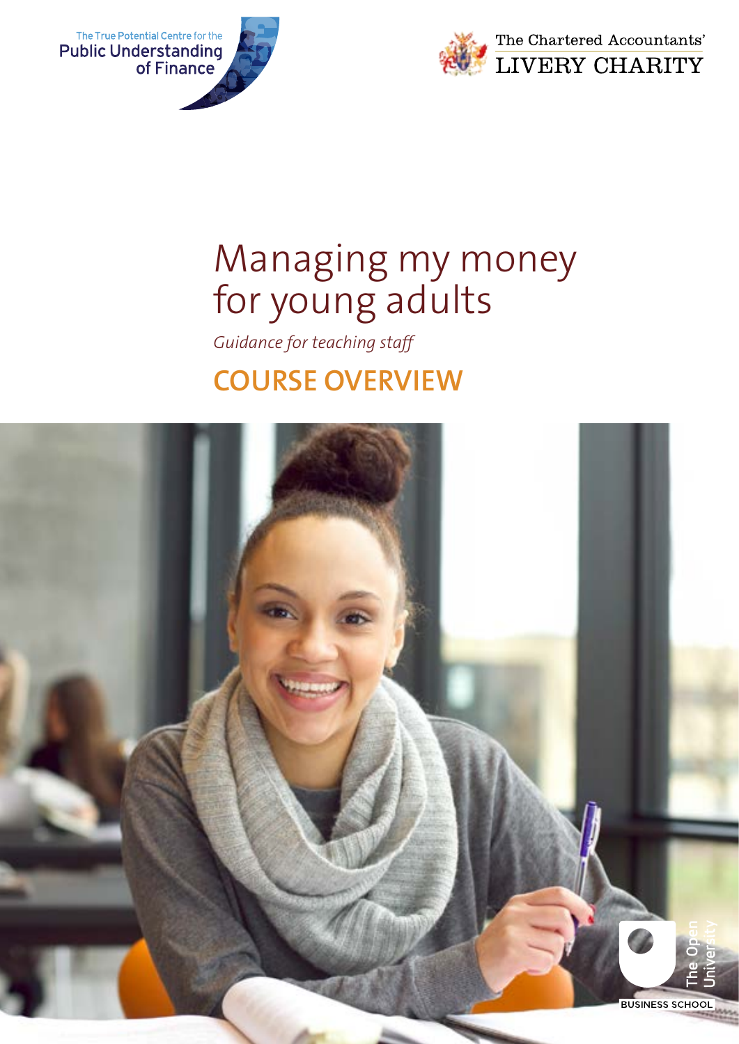The True Potential Centre for the Public Understanding of Finance

The Chartered Accountants' LIVERY CHARITY

# Managing my money for young adults

*Guidance for teaching staff*

## COURSE OVERVIEW

The Open University BUSINESS SCHOOL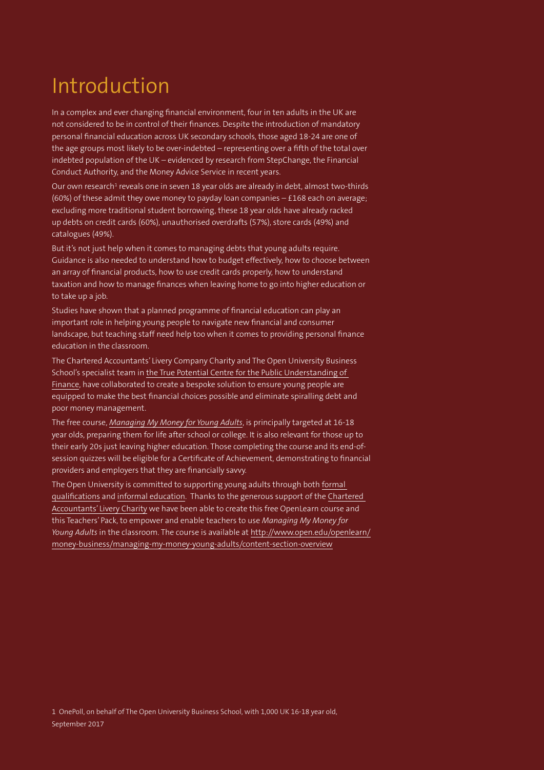# Introduction

In a complex and ever changing financial environment, four in ten adults in the UK are not considered to be in control of their finances. Despite the introduction of mandatory personal financial education across UK secondary schools, those aged 18-24 are one of the age groups most likely to be over-indebted – representing over a fifth of the total over indebted population of the UK – evidenced by research from StepChange, the Financial Conduct Authority, and the Money Advice Service in recent years.

Our own research[1] reveals one in seven 18 year olds are already in debt, almost two-thirds (60%) of these admit they owe money to payday loan companies – £168 each on average; excluding more traditional student borrowing, these 18 year olds have already racked up debts on credit cards (60%), unauthorised overdrafts (57%), store cards (49%) and catalogues (49%).

But it's not just help when it comes to managing debts that young adults require. Guidance is also needed to understand how to budget effectively, how to choose between an array of financial products, how to use credit cards properly, how to understand taxation and how to manage finances when leaving home to go into higher education or to take up a job.

Studies have shown that a planned programme of financial education can play an important role in helping young people to navigate new financial and consumer landscape, but teaching staff need help too when it comes to providing personal finance education in the classroom.

The Chartered Accountants' Livery Company Charity and The Open University Business School's specialist team in the True Potential Centre for the Public Understanding of Finance, have collaborated to create a bespoke solution to ensure young people are equipped to make the best financial choices possible and eliminate spiralling debt and poor money management.

The free course, *Managing My Money for Young Adults*, is principally targeted at 16-18 year olds, preparing them for life after school or college. It is also relevant for those up to their early 20s just leaving higher education. Those completing the course and its end-of-session quizzes will be eligible for a Certificate of Achievement, demonstrating to financial providers and employers that they are financially savvy.

The Open University is committed to supporting young adults through both formal qualifications and informal education. Thanks to the generous support of the Chartered Accountants' Livery Charity we have been able to create this free OpenLearn course and this Teachers' Pack, to empower and enable teachers to use *Managing My Money for Young Adults* in the classroom. The course is available at http://www.open.edu/openlearn/money-business/managing-my-money-young-adults/content-section-overview

1 OnePoll, on behalf of The Open University Business School, with 1,000 UK 16-18 year old, September 2017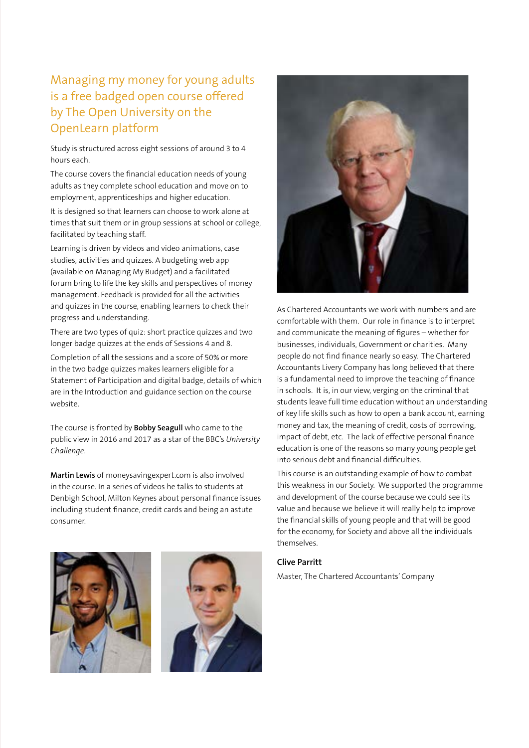## Managing my money for young adults is a free badged open course offered by The Open University on the OpenLearn platform

Study is structured across eight sessions of around 3 to 4 hours each.

The course covers the financial education needs of young adults as they complete school education and move on to employment, apprenticeships and higher education.

It is designed so that learners can choose to work alone at times that suit them or in group sessions at school or college, facilitated by teaching staff.

Learning is driven by videos and video animations, case studies, activities and quizzes. A budgeting web app (available on Managing My Budget) and a facilitated forum bring to life the key skills and perspectives of money management. Feedback is provided for all the activities and quizzes in the course, enabling learners to check their progress and understanding.

There are two types of quiz: short practice quizzes and two longer badge quizzes at the ends of Sessions 4 and 8.

Completion of all the sessions and a score of 50% or more in the two badge quizzes makes learners eligible for a Statement of Participation and digital badge, details of which are in the Introduction and guidance section on the course website.

The course is fronted by **Bobby Seagull** who came to the public view in 2016 and 2017 as a star of the BBC's *University Challenge*.

**Martin Lewis** of moneysavingexpert.com is also involved in the course. In a series of videos he talks to students at Denbigh School, Milton Keynes about personal finance issues including student finance, credit cards and being an astute consumer.

As Chartered Accountants we work with numbers and are comfortable with them. Our role in finance is to interpret and communicate the meaning of figures – whether for businesses, individuals, Government or charities. Many people do not find finance nearly so easy. The Chartered Accountants Livery Company has long believed that there is a fundamental need to improve the teaching of finance in schools. It is, in our view, verging on the criminal that students leave full time education without an understanding of key life skills such as how to open a bank account, earning money and tax, the meaning of credit, costs of borrowing, impact of debt, etc. The lack of effective personal finance education is one of the reasons so many young people get into serious debt and financial difficulties.

This course is an outstanding example of how to combat this weakness in our Society. We supported the programme and development of the course because we could see its value and because we believe it will really help to improve the financial skills of young people and that will be good for the economy, for Society and above all the individuals themselves.

**Clive Parritt**

Master, The Chartered Accountants' Company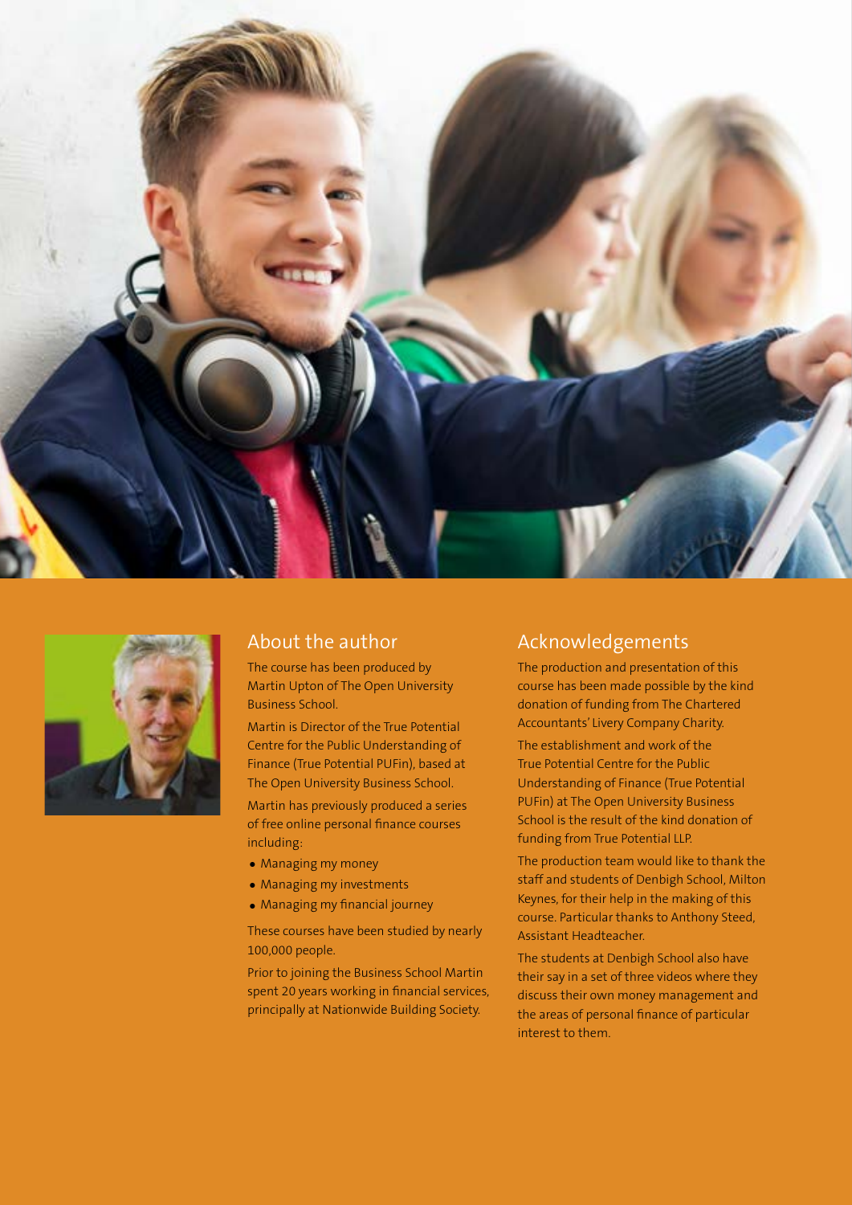## About the author

The course has been produced by Martin Upton of The Open University Business School.

Martin is Director of the True Potential Centre for the Public Understanding of Finance (True Potential PUFin), based at The Open University Business School.

Martin has previously produced a series of free online personal finance courses including:

- Managing my money
- Managing my investments
- Managing my financial journey

These courses have been studied by nearly 100,000 people.

Prior to joining the Business School Martin spent 20 years working in financial services, principally at Nationwide Building Society.

## Acknowledgements

The production and presentation of this course has been made possible by the kind donation of funding from The Chartered Accountants' Livery Company Charity.

The establishment and work of the True Potential Centre for the Public Understanding of Finance (True Potential PUFin) at The Open University Business School is the result of the kind donation of funding from True Potential LLP.

The production team would like to thank the staff and students of Denbigh School, Milton Keynes, for their help in the making of this course. Particular thanks to Anthony Steed, Assistant Headteacher.

The students at Denbigh School also have their say in a set of three videos where they discuss their own money management and the areas of personal finance of particular interest to them.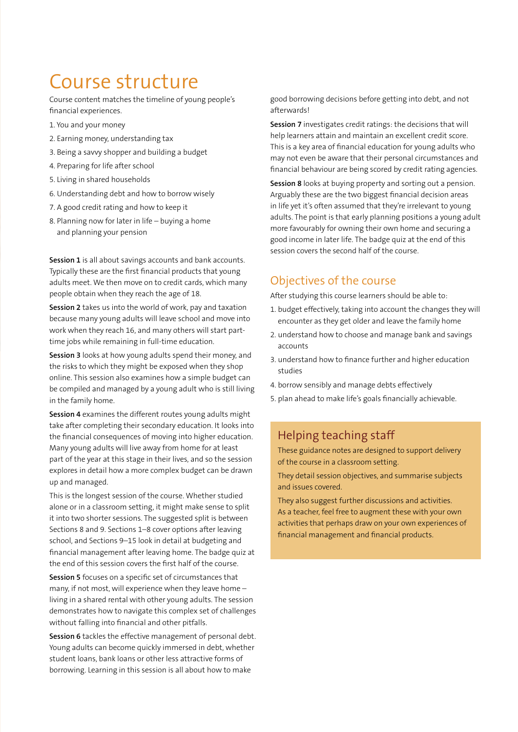# Course structure

Course content matches the timeline of young people's financial experiences.

1. You and your money
2. Earning money, understanding tax
3. Being a savvy shopper and building a budget
4. Preparing for life after school
5. Living in shared households
6. Understanding debt and how to borrow wisely
7. A good credit rating and how to keep it
8. Planning now for later in life – buying a home and planning your pension

**Session 1** is all about savings accounts and bank accounts. Typically these are the first financial products that young adults meet. We then move on to credit cards, which many people obtain when they reach the age of 18.

**Session 2** takes us into the world of work, pay and taxation because many young adults will leave school and move into work when they reach 16, and many others will start part-time jobs while remaining in full-time education.

**Session 3** looks at how young adults spend their money, and the risks to which they might be exposed when they shop online. This session also examines how a simple budget can be compiled and managed by a young adult who is still living in the family home.

**Session 4** examines the different routes young adults might take after completing their secondary education. It looks into the financial consequences of moving into higher education. Many young adults will live away from home for at least part of the year at this stage in their lives, and so the session explores in detail how a more complex budget can be drawn up and managed.

This is the longest session of the course. Whether studied alone or in a classroom setting, it might make sense to split it into two shorter sessions. The suggested split is between Sections 8 and 9. Sections 1–8 cover options after leaving school, and Sections 9–15 look in detail at budgeting and financial management after leaving home. The badge quiz at the end of this session covers the first half of the course.

**Session 5** focuses on a specific set of circumstances that many, if not most, will experience when they leave home – living in a shared rental with other young adults. The session demonstrates how to navigate this complex set of challenges without falling into financial and other pitfalls.

**Session 6** tackles the effective management of personal debt. Young adults can become quickly immersed in debt, whether student loans, bank loans or other less attractive forms of borrowing. Learning in this session is all about how to make good borrowing decisions before getting into debt, and not afterwards!

**Session 7** investigates credit ratings: the decisions that will help learners attain and maintain an excellent credit score. This is a key area of financial education for young adults who may not even be aware that their personal circumstances and financial behaviour are being scored by credit rating agencies.

**Session 8** looks at buying property and sorting out a pension. Arguably these are the two biggest financial decision areas in life yet it's often assumed that they're irrelevant to young adults. The point is that early planning positions a young adult more favourably for owning their own home and securing a good income in later life. The badge quiz at the end of this session covers the second half of the course.

## Objectives of the course

After studying this course learners should be able to:

1. budget effectively, taking into account the changes they will encounter as they get older and leave the family home
2. understand how to choose and manage bank and savings accounts
3. understand how to finance further and higher education studies
4. borrow sensibly and manage debts effectively
5. plan ahead to make life's goals financially achievable.

## Helping teaching staff

These guidance notes are designed to support delivery of the course in a classroom setting.

They detail session objectives, and summarise subjects and issues covered.

They also suggest further discussions and activities. As a teacher, feel free to augment these with your own activities that perhaps draw on your own experiences of financial management and financial products.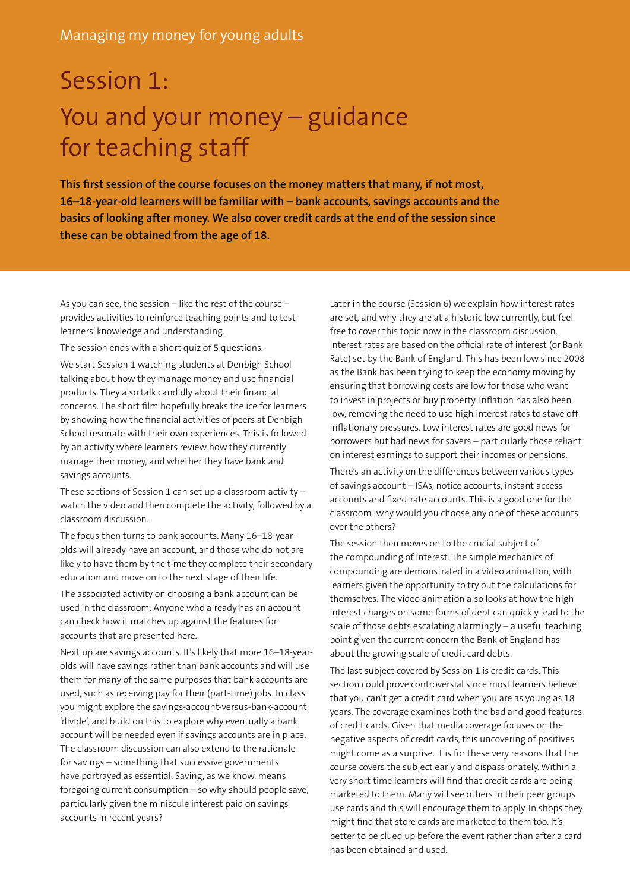# Session 1: You and your money – guidance for teaching staff

**This first session of the course focuses on the money matters that many, if not most, 16–18-year-old learners will be familiar with – bank accounts, savings accounts and the basics of looking after money. We also cover credit cards at the end of the session since these can be obtained from the age of 18.**

As you can see, the session – like the rest of the course – provides activities to reinforce teaching points and to test learners' knowledge and understanding.

The session ends with a short quiz of 5 questions.

We start Session 1 watching students at Denbigh School talking about how they manage money and use financial products. They also talk candidly about their financial concerns. The short film hopefully breaks the ice for learners by showing how the financial activities of peers at Denbigh School resonate with their own experiences. This is followed by an activity where learners review how they currently manage their money, and whether they have bank and savings accounts.

These sections of Session 1 can set up a classroom activity – watch the video and then complete the activity, followed by a classroom discussion.

The focus then turns to bank accounts. Many 16–18-year-olds will already have an account, and those who do not are likely to have them by the time they complete their secondary education and move on to the next stage of their life.

The associated activity on choosing a bank account can be used in the classroom. Anyone who already has an account can check how it matches up against the features for accounts that are presented here.

Next up are savings accounts. It's likely that more 16–18-year-olds will have savings rather than bank accounts and will use them for many of the same purposes that bank accounts are used, such as receiving pay for their (part-time) jobs. In class you might explore the savings-account-versus-bank-account 'divide', and build on this to explore why eventually a bank account will be needed even if savings accounts are in place. The classroom discussion can also extend to the rationale for savings – something that successive governments have portrayed as essential. Saving, as we know, means foregoing current consumption – so why should people save, particularly given the miniscule interest paid on savings accounts in recent years?

Later in the course (Session 6) we explain how interest rates are set, and why they are at a historic low currently, but feel free to cover this topic now in the classroom discussion. Interest rates are based on the official rate of interest (or Bank Rate) set by the Bank of England. This has been low since 2008 as the Bank has been trying to keep the economy moving by ensuring that borrowing costs are low for those who want to invest in projects or buy property. Inflation has also been low, removing the need to use high interest rates to stave off inflationary pressures. Low interest rates are good news for borrowers but bad news for savers – particularly those reliant on interest earnings to support their incomes or pensions.

There's an activity on the differences between various types of savings account – ISAs, notice accounts, instant access accounts and fixed-rate accounts. This is a good one for the classroom: why would you choose any one of these accounts over the others?

The session then moves on to the crucial subject of the compounding of interest. The simple mechanics of compounding are demonstrated in a video animation, with learners given the opportunity to try out the calculations for themselves. The video animation also looks at how the high interest charges on some forms of debt can quickly lead to the scale of those debts escalating alarmingly – a useful teaching point given the current concern the Bank of England has about the growing scale of credit card debts.

The last subject covered by Session 1 is credit cards. This section could prove controversial since most learners believe that you can't get a credit card when you are as young as 18 years. The coverage examines both the bad and good features of credit cards. Given that media coverage focuses on the negative aspects of credit cards, this uncovering of positives might come as a surprise. It is for these very reasons that the course covers the subject early and dispassionately. Within a very short time learners will find that credit cards are being marketed to them. Many will see others in their peer groups use cards and this will encourage them to apply. In shops they might find that store cards are marketed to them too. It's better to be clued up before the event rather than after a card has been obtained and used.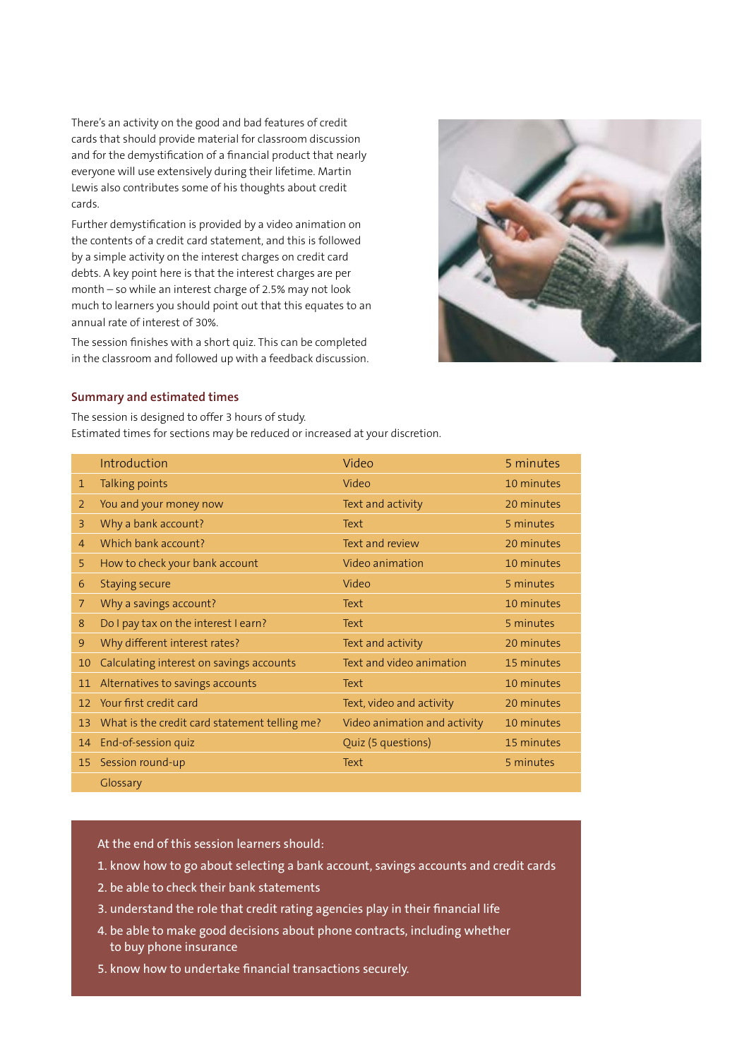There's an activity on the good and bad features of credit cards that should provide material for classroom discussion and for the demystification of a financial product that nearly everyone will use extensively during their lifetime. Martin Lewis also contributes some of his thoughts about credit cards.

Further demystification is provided by a video animation on the contents of a credit card statement, and this is followed by a simple activity on the interest charges on credit card debts. A key point here is that the interest charges are per month – so while an interest charge of 2.5% may not look much to learners you should point out that this equates to an annual rate of interest of 30%.

The session finishes with a short quiz. This can be completed in the classroom and followed up with a feedback discussion.

## Summary and estimated times

The session is designed to offer 3 hours of study.
Estimated times for sections may be reduced or increased at your discretion.

| | Section | Format | Time |
|---|---|---|---|
| | Introduction | Video | 5 minutes |
| 1 | Talking points | Video | 10 minutes |
| 2 | You and your money now | Text and activity | 20 minutes |
| 3 | Why a bank account? | Text | 5 minutes |
| 4 | Which bank account? | Text and review | 20 minutes |
| 5 | How to check your bank account | Video animation | 10 minutes |
| 6 | Staying secure | Video | 5 minutes |
| 7 | Why a savings account? | Text | 10 minutes |
| 8 | Do I pay tax on the interest I earn? | Text | 5 minutes |
| 9 | Why different interest rates? | Text and activity | 20 minutes |
| 10 | Calculating interest on savings accounts | Text and video animation | 15 minutes |
| 11 | Alternatives to savings accounts | Text | 10 minutes |
| 12 | Your first credit card | Text, video and activity | 20 minutes |
| 13 | What is the credit card statement telling me? | Video animation and activity | 10 minutes |
| 14 | End-of-session quiz | Quiz (5 questions) | 15 minutes |
| 15 | Session round-up | Text | 5 minutes |
| | Glossary | | |

At the end of this session learners should:

1. know how to go about selecting a bank account, savings accounts and credit cards
2. be able to check their bank statements
3. understand the role that credit rating agencies play in their financial life
4. be able to make good decisions about phone contracts, including whether to buy phone insurance
5. know how to undertake financial transactions securely.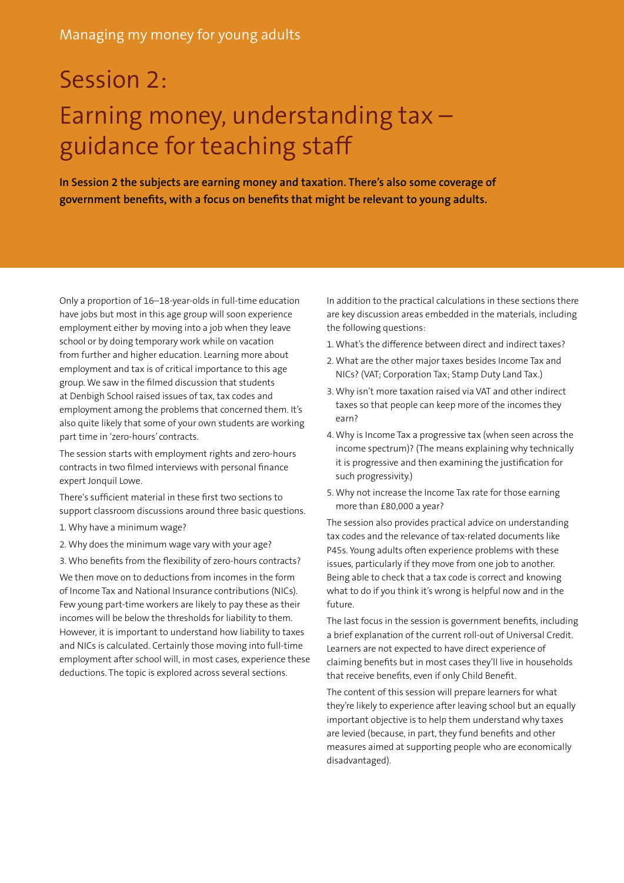# Session 2: Earning money, understanding tax – guidance for teaching staff

**In Session 2 the subjects are earning money and taxation. There's also some coverage of government benefits, with a focus on benefits that might be relevant to young adults.**

Only a proportion of 16–18-year-olds in full-time education have jobs but most in this age group will soon experience employment either by moving into a job when they leave school or by doing temporary work while on vacation from further and higher education. Learning more about employment and tax is of critical importance to this age group. We saw in the filmed discussion that students at Denbigh School raised issues of tax, tax codes and employment among the problems that concerned them. It's also quite likely that some of your own students are working part time in 'zero-hours' contracts.

The session starts with employment rights and zero-hours contracts in two filmed interviews with personal finance expert Jonquil Lowe.

There's sufficient material in these first two sections to support classroom discussions around three basic questions.

1. Why have a minimum wage?
2. Why does the minimum wage vary with your age?
3. Who benefits from the flexibility of zero-hours contracts?

We then move on to deductions from incomes in the form of Income Tax and National Insurance contributions (NICs). Few young part-time workers are likely to pay these as their incomes will be below the thresholds for liability to them. However, it is important to understand how liability to taxes and NICs is calculated. Certainly those moving into full-time employment after school will, in most cases, experience these deductions. The topic is explored across several sections.

In addition to the practical calculations in these sections there are key discussion areas embedded in the materials, including the following questions:

1. What's the difference between direct and indirect taxes?
2. What are the other major taxes besides Income Tax and NICs? (VAT; Corporation Tax; Stamp Duty Land Tax.)
3. Why isn't more taxation raised via VAT and other indirect taxes so that people can keep more of the incomes they earn?
4. Why is Income Tax a progressive tax (when seen across the income spectrum)? (The means explaining why technically it is progressive and then examining the justification for such progressivity.)
5. Why not increase the Income Tax rate for those earning more than £80,000 a year?

The session also provides practical advice on understanding tax codes and the relevance of tax-related documents like P45s. Young adults often experience problems with these issues, particularly if they move from one job to another. Being able to check that a tax code is correct and knowing what to do if you think it's wrong is helpful now and in the future.

The last focus in the session is government benefits, including a brief explanation of the current roll-out of Universal Credit. Learners are not expected to have direct experience of claiming benefits but in most cases they'll live in households that receive benefits, even if only Child Benefit.

The content of this session will prepare learners for what they're likely to experience after leaving school but an equally important objective is to help them understand why taxes are levied (because, in part, they fund benefits and other measures aimed at supporting people who are economically disadvantaged).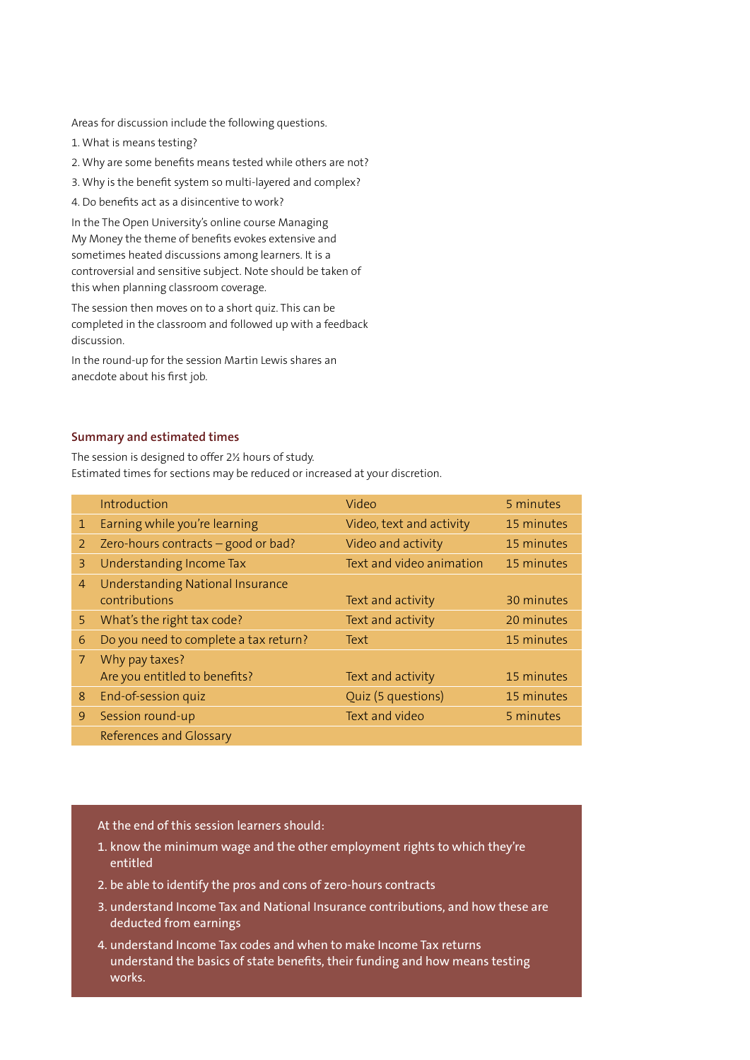Areas for discussion include the following questions.

1. What is means testing?
2. Why are some benefits means tested while others are not?
3. Why is the benefit system so multi-layered and complex?
4. Do benefits act as a disincentive to work?

In the The Open University's online course Managing My Money the theme of benefits evokes extensive and sometimes heated discussions among learners. It is a controversial and sensitive subject. Note should be taken of this when planning classroom coverage.

The session then moves on to a short quiz. This can be completed in the classroom and followed up with a feedback discussion.

In the round-up for the session Martin Lewis shares an anecdote about his first job.

### Summary and estimated times

The session is designed to offer 2½ hours of study.
Estimated times for sections may be reduced or increased at your discretion.

| | Section | Format | Time |
|---|---|---|---|
| | Introduction | Video | 5 minutes |
| 1 | Earning while you're learning | Video, text and activity | 15 minutes |
| 2 | Zero-hours contracts – good or bad? | Video and activity | 15 minutes |
| 3 | Understanding Income Tax | Text and video animation | 15 minutes |
| 4 | Understanding National Insurance contributions | Text and activity | 30 minutes |
| 5 | What's the right tax code? | Text and activity | 20 minutes |
| 6 | Do you need to complete a tax return? | Text | 15 minutes |
| 7 | Why pay taxes? Are you entitled to benefits? | Text and activity | 15 minutes |
| 8 | End-of-session quiz | Quiz (5 questions) | 15 minutes |
| 9 | Session round-up | Text and video | 5 minutes |
| | References and Glossary | | |

At the end of this session learners should:

1. know the minimum wage and the other employment rights to which they're entitled
2. be able to identify the pros and cons of zero-hours contracts
3. understand Income Tax and National Insurance contributions, and how these are deducted from earnings
4. understand Income Tax codes and when to make Income Tax returns understand the basics of state benefits, their funding and how means testing works.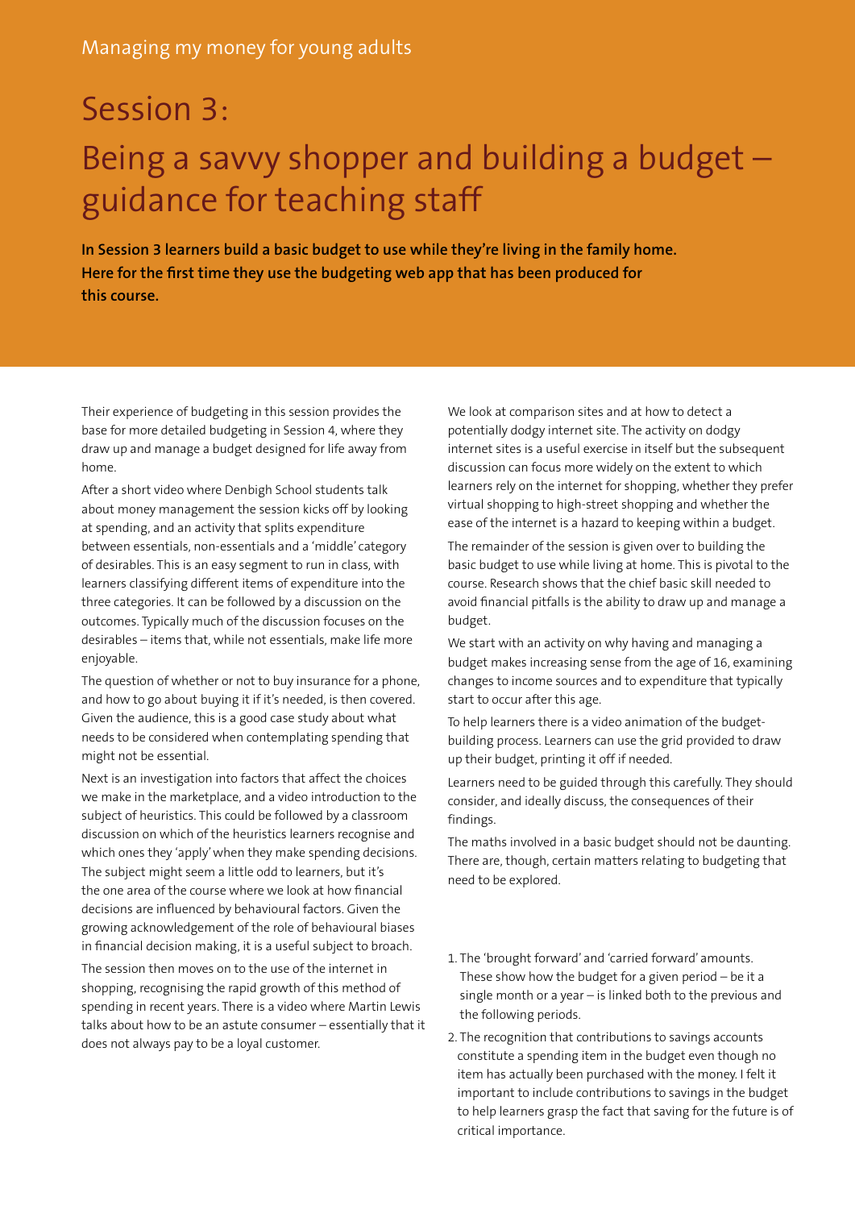# Session 3: Being a savvy shopper and building a budget – guidance for teaching staff

**In Session 3 learners build a basic budget to use while they're living in the family home. Here for the first time they use the budgeting web app that has been produced for this course.**

Their experience of budgeting in this session provides the base for more detailed budgeting in Session 4, where they draw up and manage a budget designed for life away from home.

After a short video where Denbigh School students talk about money management the session kicks off by looking at spending, and an activity that splits expenditure between essentials, non-essentials and a 'middle' category of desirables. This is an easy segment to run in class, with learners classifying different items of expenditure into the three categories. It can be followed by a discussion on the outcomes. Typically much of the discussion focuses on the desirables – items that, while not essentials, make life more enjoyable.

The question of whether or not to buy insurance for a phone, and how to go about buying it if it's needed, is then covered. Given the audience, this is a good case study about what needs to be considered when contemplating spending that might not be essential.

Next is an investigation into factors that affect the choices we make in the marketplace, and a video introduction to the subject of heuristics. This could be followed by a classroom discussion on which of the heuristics learners recognise and which ones they 'apply' when they make spending decisions. The subject might seem a little odd to learners, but it's the one area of the course where we look at how financial decisions are influenced by behavioural factors. Given the growing acknowledgement of the role of behavioural biases in financial decision making, it is a useful subject to broach.

The session then moves on to the use of the internet in shopping, recognising the rapid growth of this method of spending in recent years. There is a video where Martin Lewis talks about how to be an astute consumer – essentially that it does not always pay to be a loyal customer.

We look at comparison sites and at how to detect a potentially dodgy internet site. The activity on dodgy internet sites is a useful exercise in itself but the subsequent discussion can focus more widely on the extent to which learners rely on the internet for shopping, whether they prefer virtual shopping to high-street shopping and whether the ease of the internet is a hazard to keeping within a budget.

The remainder of the session is given over to building the basic budget to use while living at home. This is pivotal to the course. Research shows that the chief basic skill needed to avoid financial pitfalls is the ability to draw up and manage a budget.

We start with an activity on why having and managing a budget makes increasing sense from the age of 16, examining changes to income sources and to expenditure that typically start to occur after this age.

To help learners there is a video animation of the budget-building process. Learners can use the grid provided to draw up their budget, printing it off if needed.

Learners need to be guided through this carefully. They should consider, and ideally discuss, the consequences of their findings.

The maths involved in a basic budget should not be daunting. There are, though, certain matters relating to budgeting that need to be explored.

1. The 'brought forward' and 'carried forward' amounts. These show how the budget for a given period – be it a single month or a year – is linked both to the previous and the following periods.
2. The recognition that contributions to savings accounts constitute a spending item in the budget even though no item has actually been purchased with the money. I felt it important to include contributions to savings in the budget to help learners grasp the fact that saving for the future is of critical importance.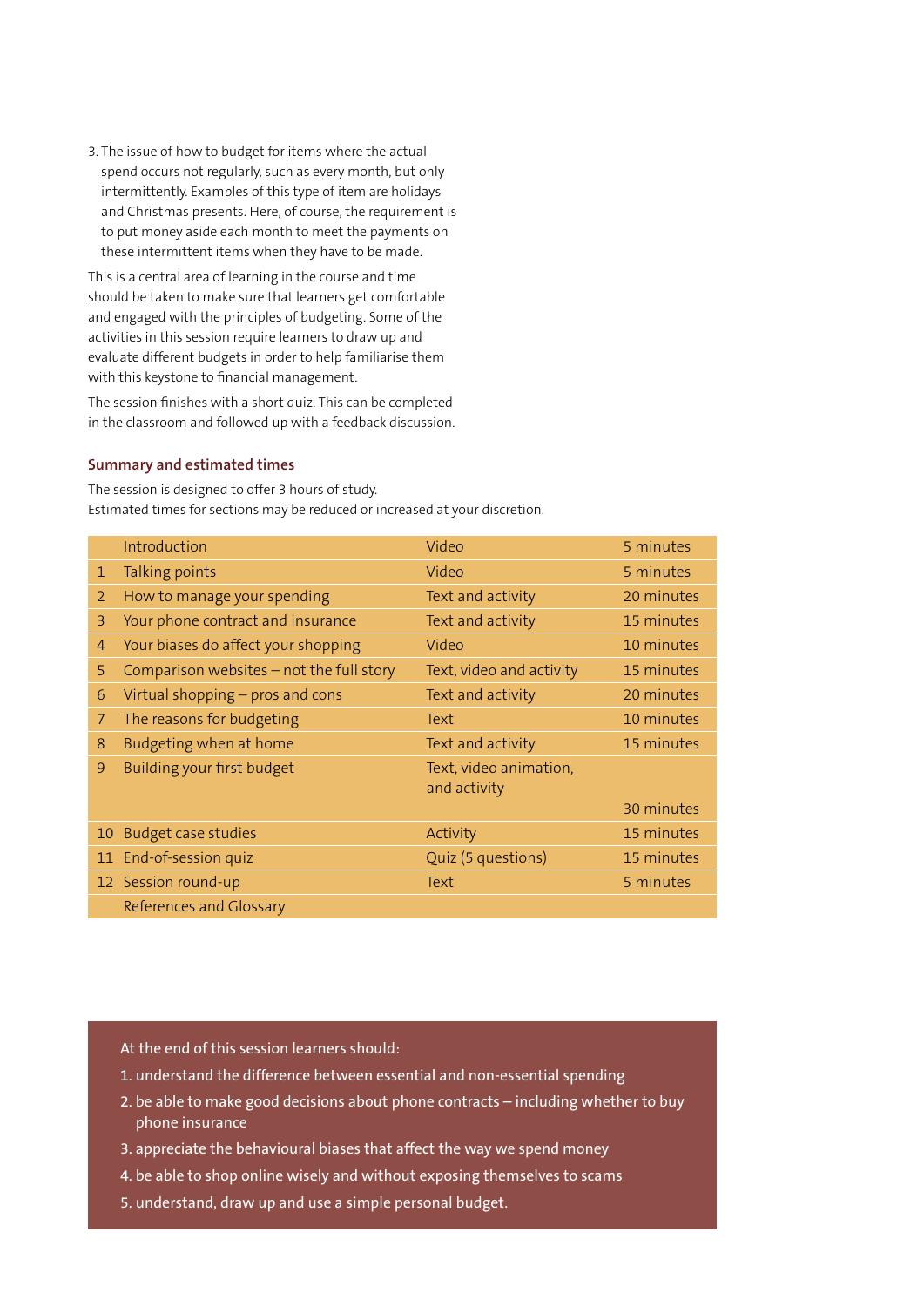3. The issue of how to budget for items where the actual spend occurs not regularly, such as every month, but only intermittently. Examples of this type of item are holidays and Christmas presents. Here, of course, the requirement is to put money aside each month to meet the payments on these intermittent items when they have to be made.

This is a central area of learning in the course and time should be taken to make sure that learners get comfortable and engaged with the principles of budgeting. Some of the activities in this session require learners to draw up and evaluate different budgets in order to help familiarise them with this keystone to financial management.

The session finishes with a short quiz. This can be completed in the classroom and followed up with a feedback discussion.

### Summary and estimated times

The session is designed to offer 3 hours of study.
Estimated times for sections may be reduced or increased at your discretion.

| | | | |
|---|---|---|---|
| | Introduction | Video | 5 minutes |
| 1 | Talking points | Video | 5 minutes |
| 2 | How to manage your spending | Text and activity | 20 minutes |
| 3 | Your phone contract and insurance | Text and activity | 15 minutes |
| 4 | Your biases do affect your shopping | Video | 10 minutes |
| 5 | Comparison websites – not the full story | Text, video and activity | 15 minutes |
| 6 | Virtual shopping – pros and cons | Text and activity | 20 minutes |
| 7 | The reasons for budgeting | Text | 10 minutes |
| 8 | Budgeting when at home | Text and activity | 15 minutes |
| 9 | Building your first budget | Text, video animation, and activity | 30 minutes |
| 10 | Budget case studies | Activity | 15 minutes |
| 11 | End-of-session quiz | Quiz (5 questions) | 15 minutes |
| 12 | Session round-up | Text | 5 minutes |
| | References and Glossary | | |

At the end of this session learners should:

1. understand the difference between essential and non-essential spending
2. be able to make good decisions about phone contracts – including whether to buy phone insurance
3. appreciate the behavioural biases that affect the way we spend money
4. be able to shop online wisely and without exposing themselves to scams
5. understand, draw up and use a simple personal budget.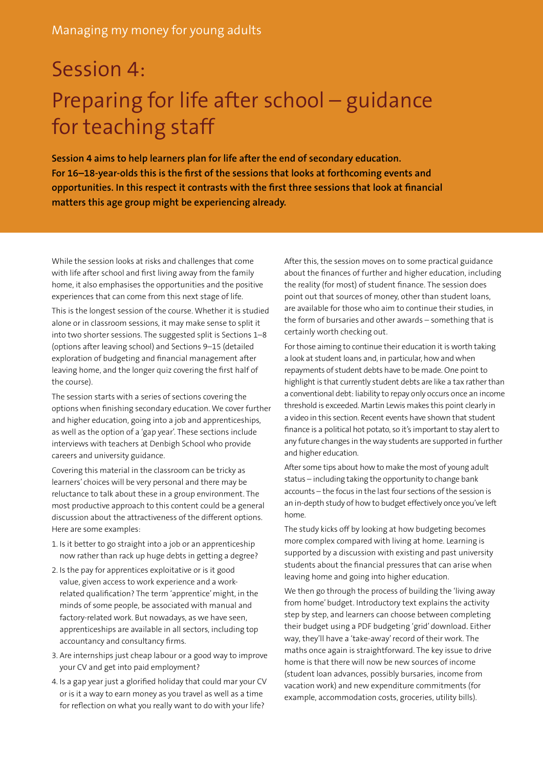Managing my money for young adults

# Session 4: Preparing for life after school – guidance for teaching staff

**Session 4 aims to help learners plan for life after the end of secondary education. For 16–18-year-olds this is the first of the sessions that looks at forthcoming events and opportunities. In this respect it contrasts with the first three sessions that look at financial matters this age group might be experiencing already.**

While the session looks at risks and challenges that come with life after school and first living away from the family home, it also emphasises the opportunities and the positive experiences that can come from this next stage of life.

This is the longest session of the course. Whether it is studied alone or in classroom sessions, it may make sense to split it into two shorter sessions. The suggested split is Sections 1–8 (options after leaving school) and Sections 9–15 (detailed exploration of budgeting and financial management after leaving home, and the longer quiz covering the first half of the course).

The session starts with a series of sections covering the options when finishing secondary education. We cover further and higher education, going into a job and apprenticeships, as well as the option of a 'gap year'. These sections include interviews with teachers at Denbigh School who provide careers and university guidance.

Covering this material in the classroom can be tricky as learners' choices will be very personal and there may be reluctance to talk about these in a group environment. The most productive approach to this content could be a general discussion about the attractiveness of the different options. Here are some examples:

1. Is it better to go straight into a job or an apprenticeship now rather than rack up huge debts in getting a degree?
2. Is the pay for apprentices exploitative or is it good value, given access to work experience and a work-related qualification? The term 'apprentice' might, in the minds of some people, be associated with manual and factory-related work. But nowadays, as we have seen, apprenticeships are available in all sectors, including top accountancy and consultancy firms.
3. Are internships just cheap labour or a good way to improve your CV and get into paid employment?
4. Is a gap year just a glorified holiday that could mar your CV or is it a way to earn money as you travel as well as a time for reflection on what you really want to do with your life?

After this, the session moves on to some practical guidance about the finances of further and higher education, including the reality (for most) of student finance. The session does point out that sources of money, other than student loans, are available for those who aim to continue their studies, in the form of bursaries and other awards – something that is certainly worth checking out.

For those aiming to continue their education it is worth taking a look at student loans and, in particular, how and when repayments of student debts have to be made. One point to highlight is that currently student debts are like a tax rather than a conventional debt: liability to repay only occurs once an income threshold is exceeded. Martin Lewis makes this point clearly in a video in this section. Recent events have shown that student finance is a political hot potato, so it's important to stay alert to any future changes in the way students are supported in further and higher education.

After some tips about how to make the most of young adult status – including taking the opportunity to change bank accounts – the focus in the last four sections of the session is an in-depth study of how to budget effectively once you've left home.

The study kicks off by looking at how budgeting becomes more complex compared with living at home. Learning is supported by a discussion with existing and past university students about the financial pressures that can arise when leaving home and going into higher education.

We then go through the process of building the 'living away from home' budget. Introductory text explains the activity step by step, and learners can choose between completing their budget using a PDF budgeting 'grid' download. Either way, they'll have a 'take-away' record of their work. The maths once again is straightforward. The key issue to drive home is that there will now be new sources of income (student loan advances, possibly bursaries, income from vacation work) and new expenditure commitments (for example, accommodation costs, groceries, utility bills).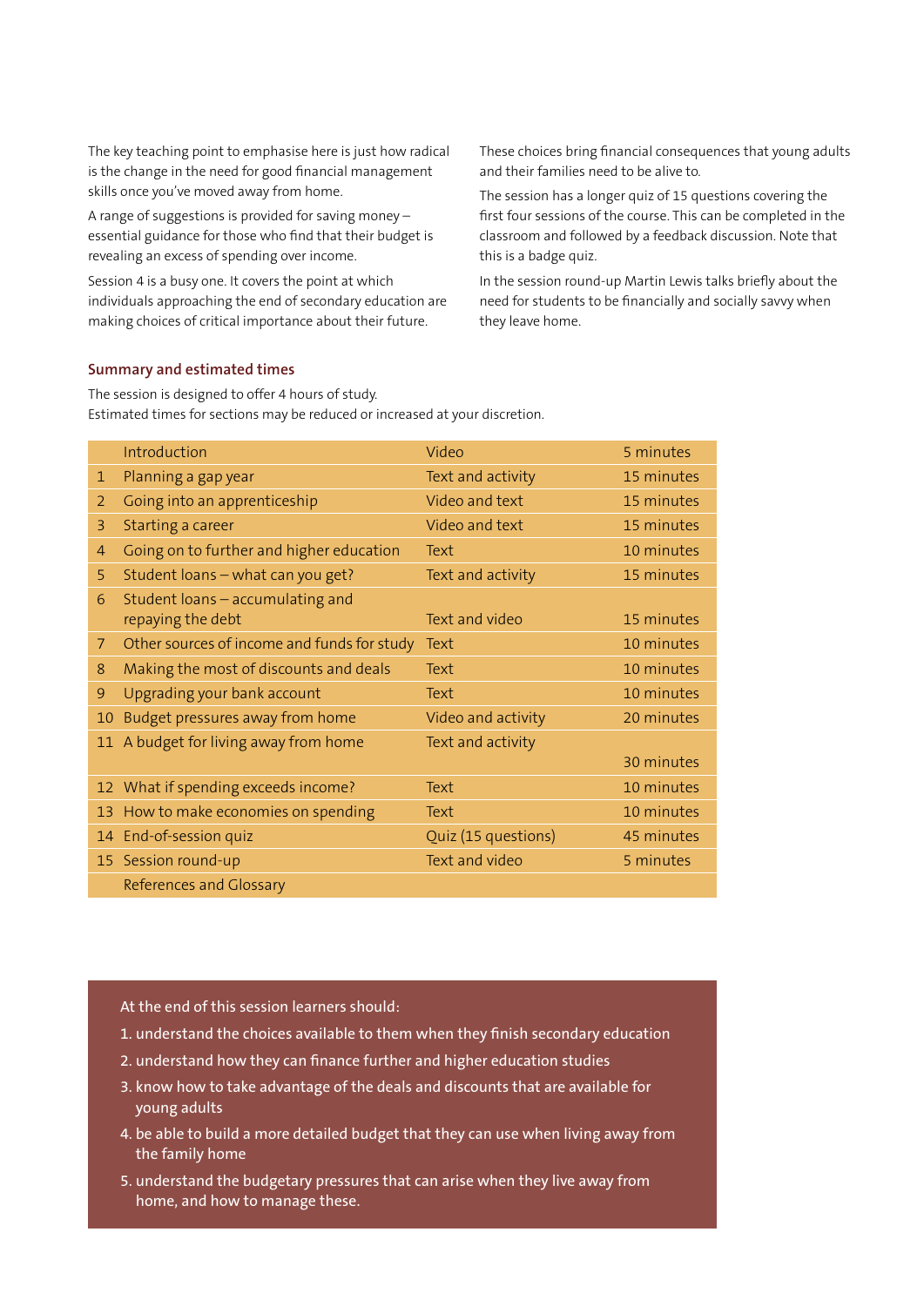The key teaching point to emphasise here is just how radical is the change in the need for good financial management skills once you've moved away from home.

A range of suggestions is provided for saving money – essential guidance for those who find that their budget is revealing an excess of spending over income.

Session 4 is a busy one. It covers the point at which individuals approaching the end of secondary education are making choices of critical importance about their future. These choices bring financial consequences that young adults and their families need to be alive to.

The session has a longer quiz of 15 questions covering the first four sessions of the course. This can be completed in the classroom and followed by a feedback discussion. Note that this is a badge quiz.

In the session round-up Martin Lewis talks briefly about the need for students to be financially and socially savvy when they leave home.

### Summary and estimated times

The session is designed to offer 4 hours of study.
Estimated times for sections may be reduced or increased at your discretion.

| | Section | Format | Time |
|---|---|---|---|
| | Introduction | Video | 5 minutes |
| 1 | Planning a gap year | Text and activity | 15 minutes |
| 2 | Going into an apprenticeship | Video and text | 15 minutes |
| 3 | Starting a career | Video and text | 15 minutes |
| 4 | Going on to further and higher education | Text | 10 minutes |
| 5 | Student loans – what can you get? | Text and activity | 15 minutes |
| 6 | Student loans – accumulating and repaying the debt | Text and video | 15 minutes |
| 7 | Other sources of income and funds for study | Text | 10 minutes |
| 8 | Making the most of discounts and deals | Text | 10 minutes |
| 9 | Upgrading your bank account | Text | 10 minutes |
| 10 | Budget pressures away from home | Video and activity | 20 minutes |
| 11 | A budget for living away from home | Text and activity | 30 minutes |
| 12 | What if spending exceeds income? | Text | 10 minutes |
| 13 | How to make economies on spending | Text | 10 minutes |
| 14 | End-of-session quiz | Quiz (15 questions) | 45 minutes |
| 15 | Session round-up | Text and video | 5 minutes |
| | References and Glossary | | |

At the end of this session learners should:

1. understand the choices available to them when they finish secondary education
2. understand how they can finance further and higher education studies
3. know how to take advantage of the deals and discounts that are available for young adults
4. be able to build a more detailed budget that they can use when living away from the family home
5. understand the budgetary pressures that can arise when they live away from home, and how to manage these.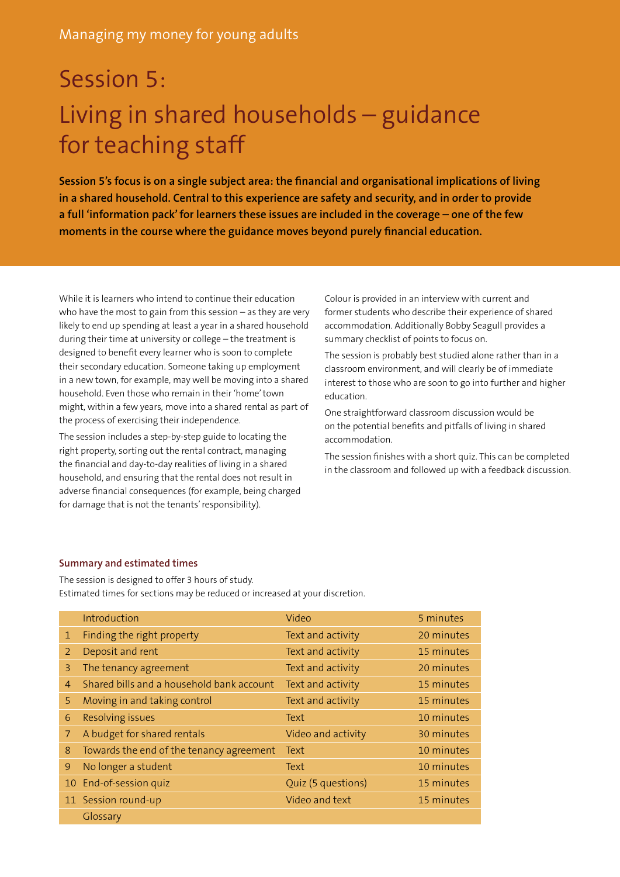Managing my money for young adults

# Session 5: Living in shared households – guidance for teaching staff

**Session 5's focus is on a single subject area: the financial and organisational implications of living in a shared household. Central to this experience are safety and security, and in order to provide a full 'information pack' for learners these issues are included in the coverage – one of the few moments in the course where the guidance moves beyond purely financial education.**

While it is learners who intend to continue their education who have the most to gain from this session – as they are very likely to end up spending at least a year in a shared household during their time at university or college – the treatment is designed to benefit every learner who is soon to complete their secondary education. Someone taking up employment in a new town, for example, may well be moving into a shared household. Even those who remain in their 'home' town might, within a few years, move into a shared rental as part of the process of exercising their independence.

The session includes a step-by-step guide to locating the right property, sorting out the rental contract, managing the financial and day-to-day realities of living in a shared household, and ensuring that the rental does not result in adverse financial consequences (for example, being charged for damage that is not the tenants' responsibility).

Colour is provided in an interview with current and former students who describe their experience of shared accommodation. Additionally Bobby Seagull provides a summary checklist of points to focus on.

The session is probably best studied alone rather than in a classroom environment, and will clearly be of immediate interest to those who are soon to go into further and higher education.

One straightforward classroom discussion would be on the potential benefits and pitfalls of living in shared accommodation.

The session finishes with a short quiz. This can be completed in the classroom and followed up with a feedback discussion.

### Summary and estimated times

The session is designed to offer 3 hours of study.
Estimated times for sections may be reduced or increased at your discretion.

| | Section | Format | Time |
|---|---|---|---|
| | Introduction | Video | 5 minutes |
| 1 | Finding the right property | Text and activity | 20 minutes |
| 2 | Deposit and rent | Text and activity | 15 minutes |
| 3 | The tenancy agreement | Text and activity | 20 minutes |
| 4 | Shared bills and a household bank account | Text and activity | 15 minutes |
| 5 | Moving in and taking control | Text and activity | 15 minutes |
| 6 | Resolving issues | Text | 10 minutes |
| 7 | A budget for shared rentals | Video and activity | 30 minutes |
| 8 | Towards the end of the tenancy agreement | Text | 10 minutes |
| 9 | No longer a student | Text | 10 minutes |
| 10 | End-of-session quiz | Quiz (5 questions) | 15 minutes |
| 11 | Session round-up | Video and text | 15 minutes |
| | Glossary | | |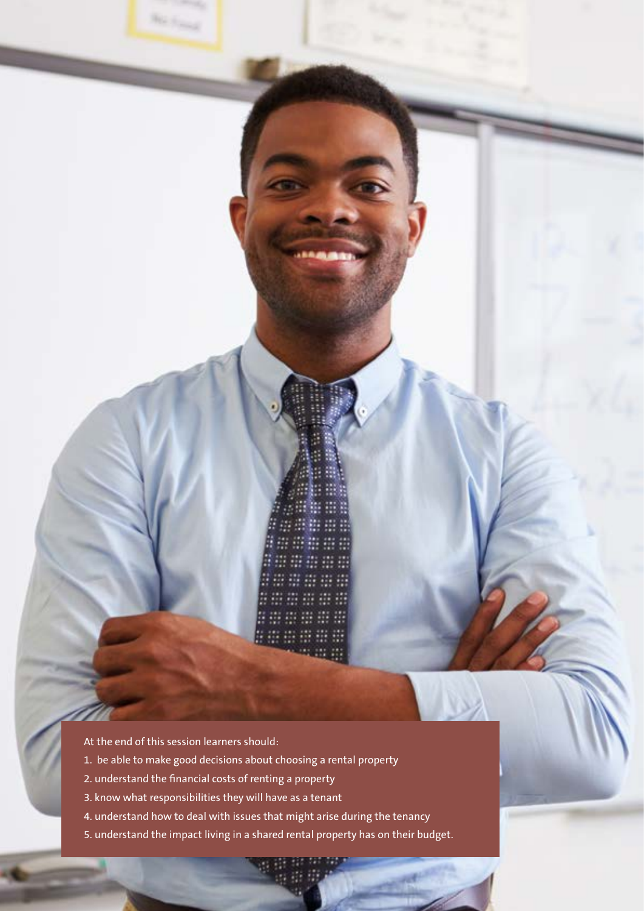At the end of this session learners should:

1. be able to make good decisions about choosing a rental property
2. understand the financial costs of renting a property
3. know what responsibilities they will have as a tenant
4. understand how to deal with issues that might arise during the tenancy
5. understand the impact living in a shared rental property has on their budget.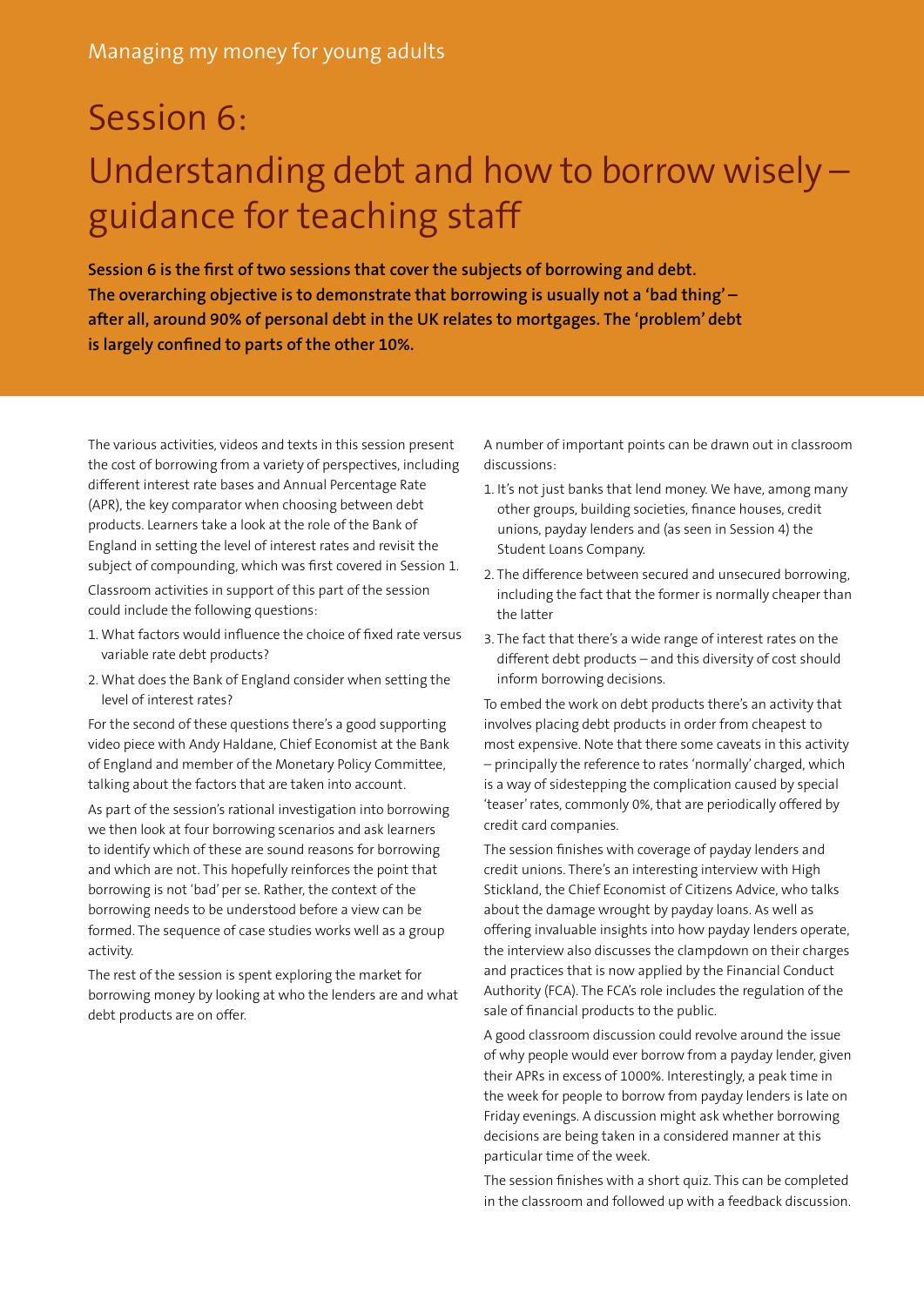Managing my money for young adults

# Session 6: Understanding debt and how to borrow wisely – guidance for teaching staff

**Session 6 is the first of two sessions that cover the subjects of borrowing and debt. The overarching objective is to demonstrate that borrowing is usually not a 'bad thing' – after all, around 90% of personal debt in the UK relates to mortgages. The 'problem' debt is largely confined to parts of the other 10%.**

The various activities, videos and texts in this session present the cost of borrowing from a variety of perspectives, including different interest rate bases and Annual Percentage Rate (APR), the key comparator when choosing between debt products. Learners take a look at the role of the Bank of England in setting the level of interest rates and revisit the subject of compounding, which was first covered in Session 1.

Classroom activities in support of this part of the session could include the following questions:

1. What factors would influence the choice of fixed rate versus variable rate debt products?
2. What does the Bank of England consider when setting the level of interest rates?

For the second of these questions there's a good supporting video piece with Andy Haldane, Chief Economist at the Bank of England and member of the Monetary Policy Committee, talking about the factors that are taken into account.

As part of the session's rational investigation into borrowing we then look at four borrowing scenarios and ask learners to identify which of these are sound reasons for borrowing and which are not. This hopefully reinforces the point that borrowing is not 'bad' per se. Rather, the context of the borrowing needs to be understood before a view can be formed. The sequence of case studies works well as a group activity.

The rest of the session is spent exploring the market for borrowing money by looking at who the lenders are and what debt products are on offer.

A number of important points can be drawn out in classroom discussions:

1. It's not just banks that lend money. We have, among many other groups, building societies, finance houses, credit unions, payday lenders and (as seen in Session 4) the Student Loans Company.
2. The difference between secured and unsecured borrowing, including the fact that the former is normally cheaper than the latter
3. The fact that there's a wide range of interest rates on the different debt products – and this diversity of cost should inform borrowing decisions.

To embed the work on debt products there's an activity that involves placing debt products in order from cheapest to most expensive. Note that there some caveats in this activity – principally the reference to rates 'normally' charged, which is a way of sidestepping the complication caused by special 'teaser' rates, commonly 0%, that are periodically offered by credit card companies.

The session finishes with coverage of payday lenders and credit unions. There's an interesting interview with High Stickland, the Chief Economist of Citizens Advice, who talks about the damage wrought by payday loans. As well as offering invaluable insights into how payday lenders operate, the interview also discusses the clampdown on their charges and practices that is now applied by the Financial Conduct Authority (FCA). The FCA's role includes the regulation of the sale of financial products to the public.

A good classroom discussion could revolve around the issue of why people would ever borrow from a payday lender, given their APRs in excess of 1000%. Interestingly, a peak time in the week for people to borrow from payday lenders is late on Friday evenings. A discussion might ask whether borrowing decisions are being taken in a considered manner at this particular time of the week.

The session finishes with a short quiz. This can be completed in the classroom and followed up with a feedback discussion.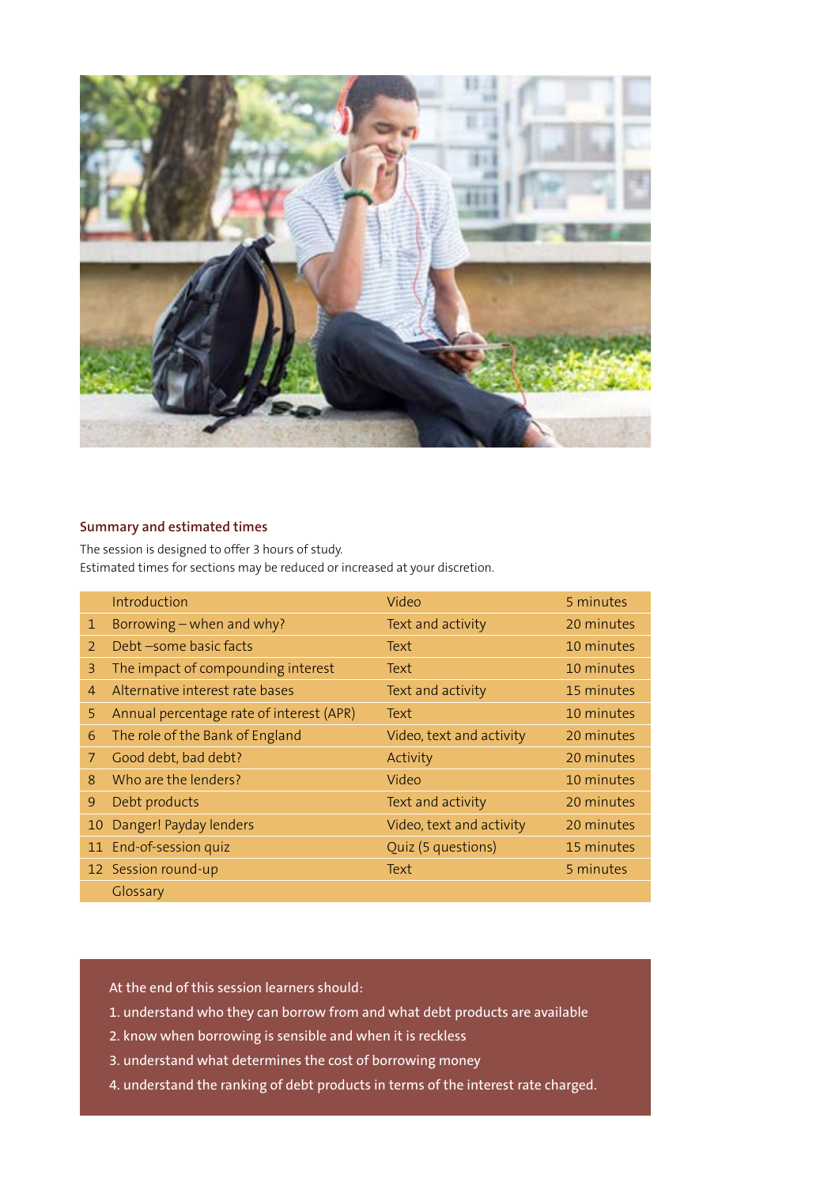## Summary and estimated times

The session is designed to offer 3 hours of study.
Estimated times for sections may be reduced or increased at your discretion.

| | | | |
|---|---|---|---|
| | Introduction | Video | 5 minutes |
| 1 | Borrowing – when and why? | Text and activity | 20 minutes |
| 2 | Debt –some basic facts | Text | 10 minutes |
| 3 | The impact of compounding interest | Text | 10 minutes |
| 4 | Alternative interest rate bases | Text and activity | 15 minutes |
| 5 | Annual percentage rate of interest (APR) | Text | 10 minutes |
| 6 | The role of the Bank of England | Video, text and activity | 20 minutes |
| 7 | Good debt, bad debt? | Activity | 20 minutes |
| 8 | Who are the lenders? | Video | 10 minutes |
| 9 | Debt products | Text and activity | 20 minutes |
| 10 | Danger! Payday lenders | Video, text and activity | 20 minutes |
| 11 | End-of-session quiz | Quiz (5 questions) | 15 minutes |
| 12 | Session round-up | Text | 5 minutes |
| | Glossary | | |

At the end of this session learners should:

1. understand who they can borrow from and what debt products are available
2. know when borrowing is sensible and when it is reckless
3. understand what determines the cost of borrowing money
4. understand the ranking of debt products in terms of the interest rate charged.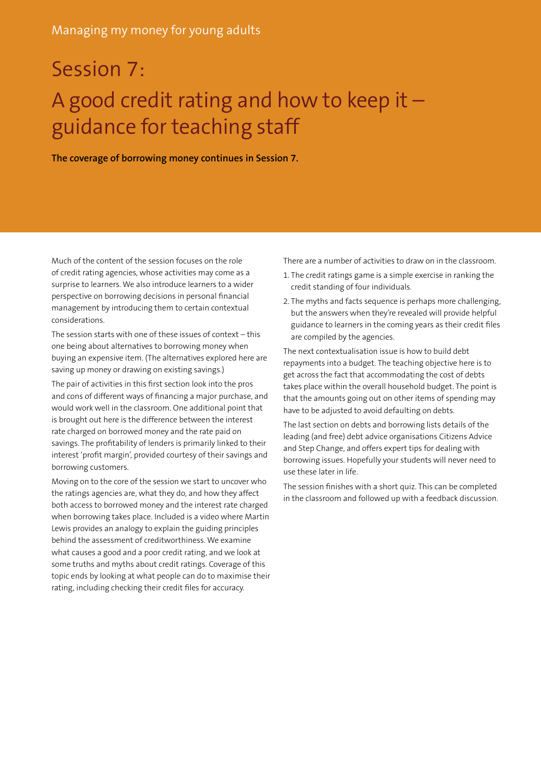# Session 7: A good credit rating and how to keep it – guidance for teaching staff

**The coverage of borrowing money continues in Session 7.**

Much of the content of the session focuses on the role of credit rating agencies, whose activities may come as a surprise to learners. We also introduce learners to a wider perspective on borrowing decisions in personal financial management by introducing them to certain contextual considerations.

The session starts with one of these issues of context – this one being about alternatives to borrowing money when buying an expensive item. (The alternatives explored here are saving up money or drawing on existing savings.)

The pair of activities in this first section look into the pros and cons of different ways of financing a major purchase, and would work well in the classroom. One additional point that is brought out here is the difference between the interest rate charged on borrowed money and the rate paid on savings. The profitability of lenders is primarily linked to their interest 'profit margin', provided courtesy of their savings and borrowing customers.

Moving on to the core of the session we start to uncover who the ratings agencies are, what they do, and how they affect both access to borrowed money and the interest rate charged when borrowing takes place. Included is a video where Martin Lewis provides an analogy to explain the guiding principles behind the assessment of creditworthiness. We examine what causes a good and a poor credit rating, and we look at some truths and myths about credit ratings. Coverage of this topic ends by looking at what people can do to maximise their rating, including checking their credit files for accuracy.

There are a number of activities to draw on in the classroom.

1. The credit ratings game is a simple exercise in ranking the credit standing of four individuals.
2. The myths and facts sequence is perhaps more challenging, but the answers when they're revealed will provide helpful guidance to learners in the coming years as their credit files are compiled by the agencies.

The next contextualisation issue is how to build debt repayments into a budget. The teaching objective here is to get across the fact that accommodating the cost of debts takes place within the overall household budget. The point is that the amounts going out on other items of spending may have to be adjusted to avoid defaulting on debts.

The last section on debts and borrowing lists details of the leading (and free) debt advice organisations Citizens Advice and Step Change, and offers expert tips for dealing with borrowing issues. Hopefully your students will never need to use these later in life.

The session finishes with a short quiz. This can be completed in the classroom and followed up with a feedback discussion.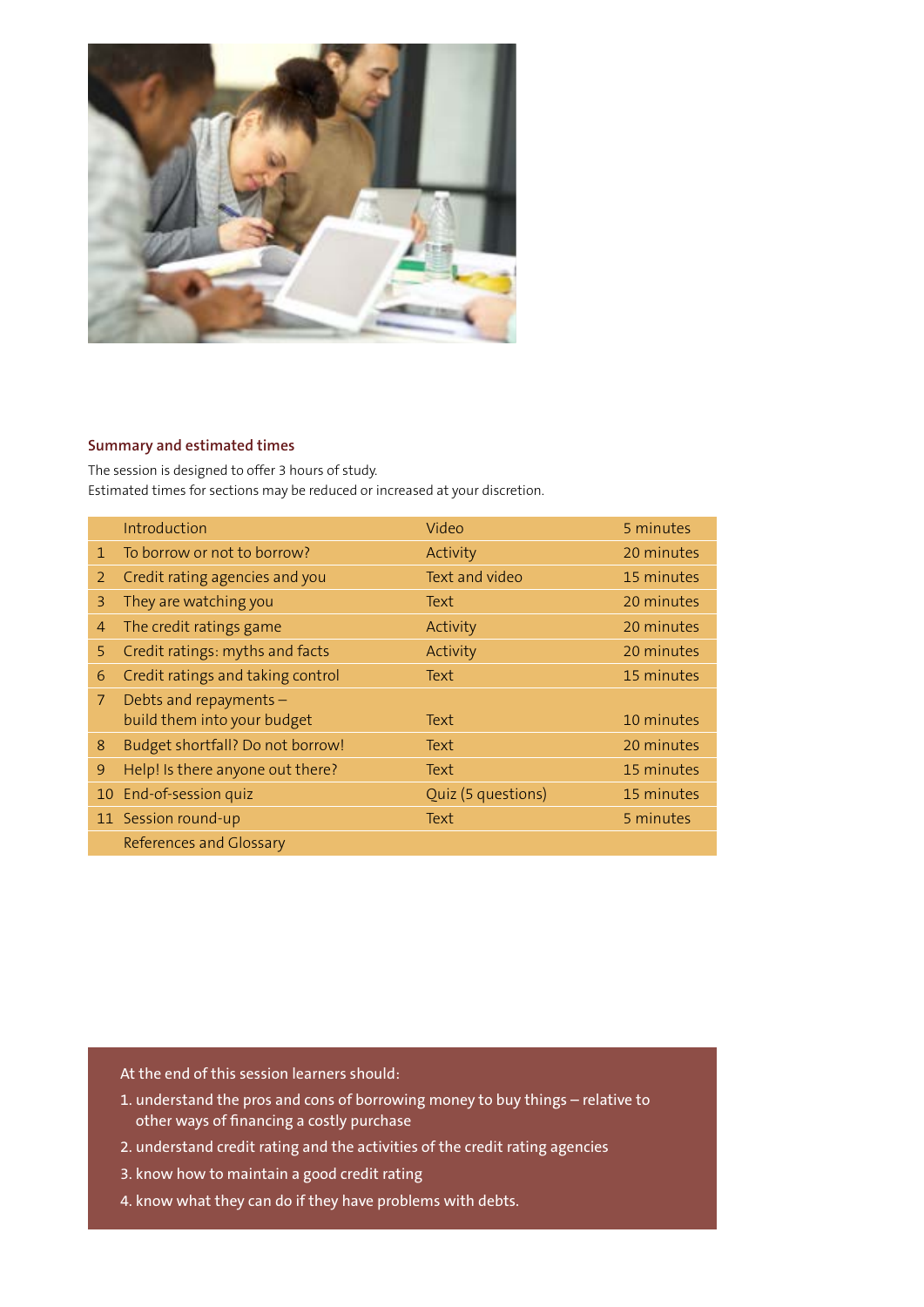## Summary and estimated times

The session is designed to offer 3 hours of study.
Estimated times for sections may be reduced or increased at your discretion.

| | | | |
|---|---|---|---|
| | Introduction | Video | 5 minutes |
| 1 | To borrow or not to borrow? | Activity | 20 minutes |
| 2 | Credit rating agencies and you | Text and video | 15 minutes |
| 3 | They are watching you | Text | 20 minutes |
| 4 | The credit ratings game | Activity | 20 minutes |
| 5 | Credit ratings: myths and facts | Activity | 20 minutes |
| 6 | Credit ratings and taking control | Text | 15 minutes |
| 7 | Debts and repayments – build them into your budget | Text | 10 minutes |
| 8 | Budget shortfall? Do not borrow! | Text | 20 minutes |
| 9 | Help! Is there anyone out there? | Text | 15 minutes |
| 10 | End-of-session quiz | Quiz (5 questions) | 15 minutes |
| 11 | Session round-up | Text | 5 minutes |
| | References and Glossary | | |

At the end of this session learners should:

1. understand the pros and cons of borrowing money to buy things – relative to other ways of financing a costly purchase
2. understand credit rating and the activities of the credit rating agencies
3. know how to maintain a good credit rating
4. know what they can do if they have problems with debts.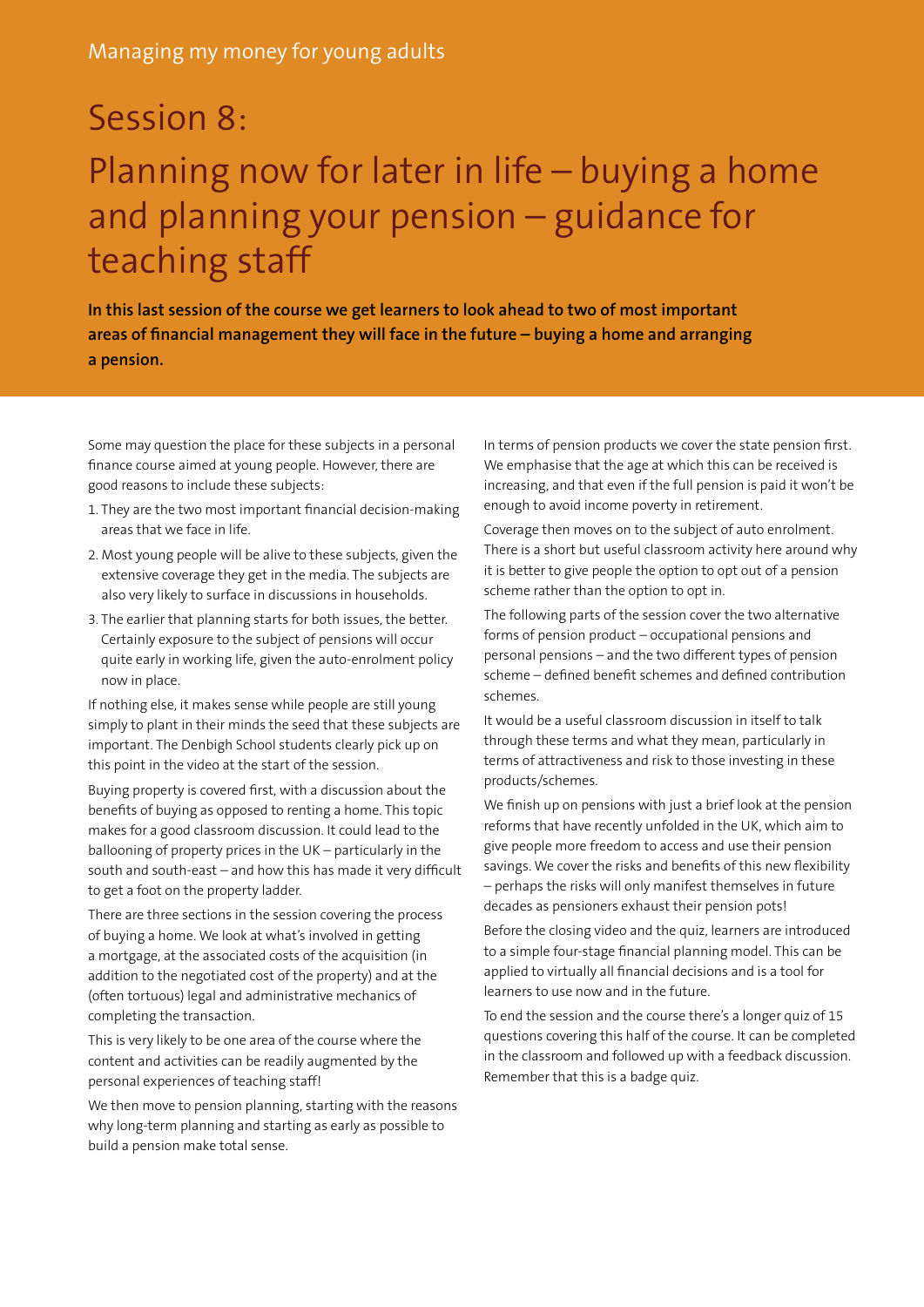# Session 8:

## Planning now for later in life – buying a home and planning your pension – guidance for teaching staff

**In this last session of the course we get learners to look ahead to two of most important areas of financial management they will face in the future – buying a home and arranging a pension.**

Some may question the place for these subjects in a personal finance course aimed at young people. However, there are good reasons to include these subjects:

1. They are the two most important financial decision-making areas that we face in life.
2. Most young people will be alive to these subjects, given the extensive coverage they get in the media. The subjects are also very likely to surface in discussions in households.
3. The earlier that planning starts for both issues, the better. Certainly exposure to the subject of pensions will occur quite early in working life, given the auto-enrolment policy now in place.

If nothing else, it makes sense while people are still young simply to plant in their minds the seed that these subjects are important. The Denbigh School students clearly pick up on this point in the video at the start of the session.

Buying property is covered first, with a discussion about the benefits of buying as opposed to renting a home. This topic makes for a good classroom discussion. It could lead to the ballooning of property prices in the UK – particularly in the south and south-east – and how this has made it very difficult to get a foot on the property ladder.

There are three sections in the session covering the process of buying a home. We look at what's involved in getting a mortgage, at the associated costs of the acquisition (in addition to the negotiated cost of the property) and at the (often tortuous) legal and administrative mechanics of completing the transaction.

This is very likely to be one area of the course where the content and activities can be readily augmented by the personal experiences of teaching staff!

We then move to pension planning, starting with the reasons why long-term planning and starting as early as possible to build a pension make total sense.

In terms of pension products we cover the state pension first. We emphasise that the age at which this can be received is increasing, and that even if the full pension is paid it won't be enough to avoid income poverty in retirement.

Coverage then moves on to the subject of auto enrolment. There is a short but useful classroom activity here around why it is better to give people the option to opt out of a pension scheme rather than the option to opt in.

The following parts of the session cover the two alternative forms of pension product – occupational pensions and personal pensions – and the two different types of pension scheme – defined benefit schemes and defined contribution schemes.

It would be a useful classroom discussion in itself to talk through these terms and what they mean, particularly in terms of attractiveness and risk to those investing in these products/schemes.

We finish up on pensions with just a brief look at the pension reforms that have recently unfolded in the UK, which aim to give people more freedom to access and use their pension savings. We cover the risks and benefits of this new flexibility – perhaps the risks will only manifest themselves in future decades as pensioners exhaust their pension pots!

Before the closing video and the quiz, learners are introduced to a simple four-stage financial planning model. This can be applied to virtually all financial decisions and is a tool for learners to use now and in the future.

To end the session and the course there's a longer quiz of 15 questions covering this half of the course. It can be completed in the classroom and followed up with a feedback discussion. Remember that this is a badge quiz.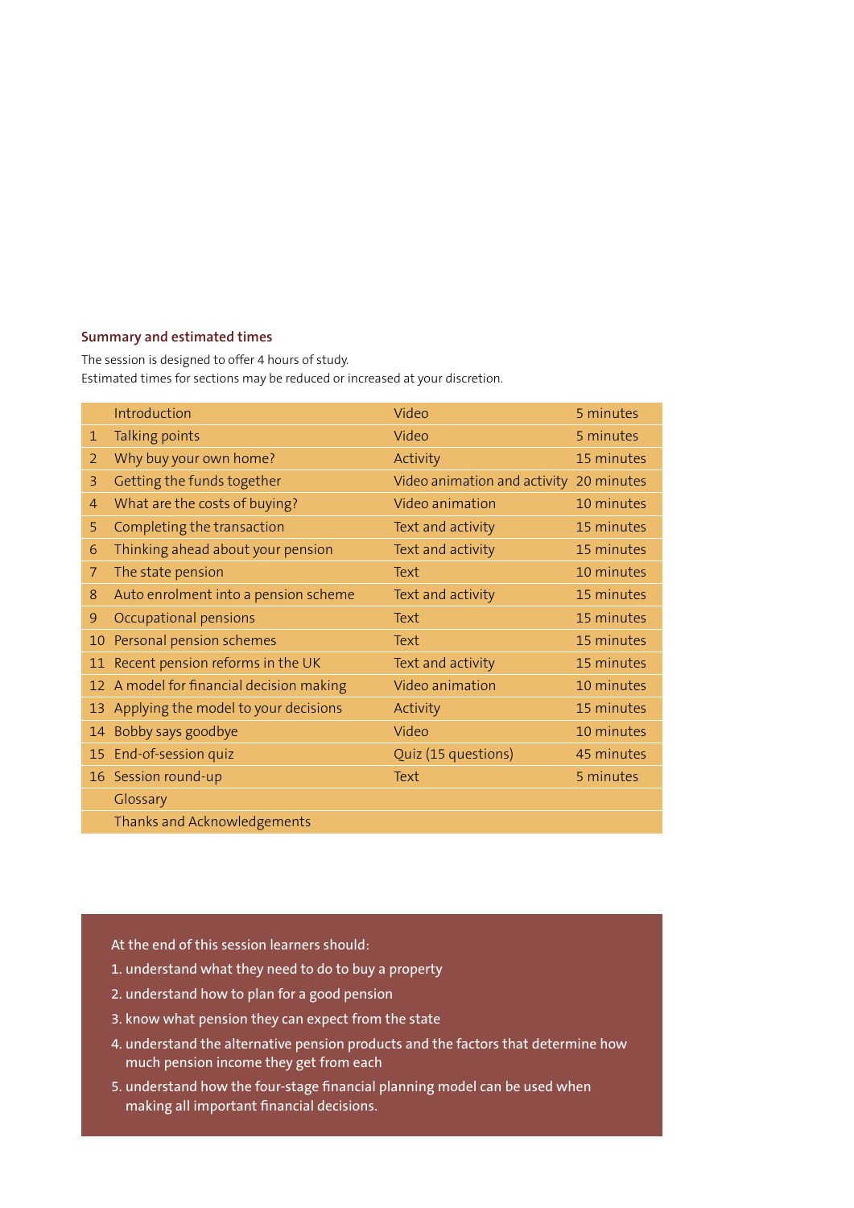### Summary and estimated times

The session is designed to offer 4 hours of study.
Estimated times for sections may be reduced or increased at your discretion.

| | | | |
|---|---|---|---|
| | Introduction | Video | 5 minutes |
| 1 | Talking points | Video | 5 minutes |
| 2 | Why buy your own home? | Activity | 15 minutes |
| 3 | Getting the funds together | Video animation and activity | 20 minutes |
| 4 | What are the costs of buying? | Video animation | 10 minutes |
| 5 | Completing the transaction | Text and activity | 15 minutes |
| 6 | Thinking ahead about your pension | Text and activity | 15 minutes |
| 7 | The state pension | Text | 10 minutes |
| 8 | Auto enrolment into a pension scheme | Text and activity | 15 minutes |
| 9 | Occupational pensions | Text | 15 minutes |
| 10 | Personal pension schemes | Text | 15 minutes |
| 11 | Recent pension reforms in the UK | Text and activity | 15 minutes |
| 12 | A model for financial decision making | Video animation | 10 minutes |
| 13 | Applying the model to your decisions | Activity | 15 minutes |
| 14 | Bobby says goodbye | Video | 10 minutes |
| 15 | End-of-session quiz | Quiz (15 questions) | 45 minutes |
| 16 | Session round-up | Text | 5 minutes |
| | Glossary | | |
| | Thanks and Acknowledgements | | |

At the end of this session learners should:

1. understand what they need to do to buy a property
2. understand how to plan for a good pension
3. know what pension they can expect from the state
4. understand the alternative pension products and the factors that determine how much pension income they get from each
5. understand how the four-stage financial planning model can be used when making all important financial decisions.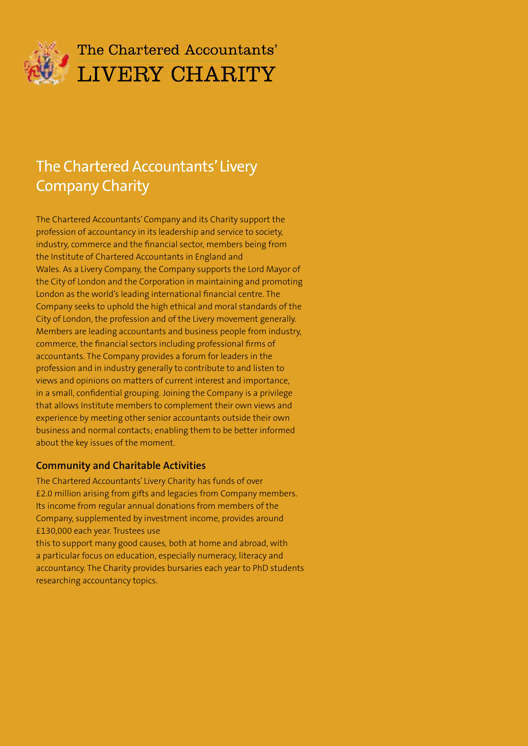The Chartered Accountants'
LIVERY CHARITY

# The Chartered Accountants' Livery Company Charity

The Chartered Accountants' Company and its Charity support the profession of accountancy in its leadership and service to society, industry, commerce and the financial sector, members being from the Institute of Chartered Accountants in England and Wales. As a Livery Company, the Company supports the Lord Mayor of the City of London and the Corporation in maintaining and promoting London as the world's leading international financial centre. The Company seeks to uphold the high ethical and moral standards of the City of London, the profession and of the Livery movement generally. Members are leading accountants and business people from industry, commerce, the financial sectors including professional firms of accountants. The Company provides a forum for leaders in the profession and in industry generally to contribute to and listen to views and opinions on matters of current interest and importance, in a small, confidential grouping. Joining the Company is a privilege that allows Institute members to complement their own views and experience by meeting other senior accountants outside their own business and normal contacts; enabling them to be better informed about the key issues of the moment.

### Community and Charitable Activities

The Chartered Accountants' Livery Charity has funds of over £2.0 million arising from gifts and legacies from Company members. Its income from regular annual donations from members of the Company, supplemented by investment income, provides around £130,000 each year. Trustees use this to support many good causes, both at home and abroad, with a particular focus on education, especially numeracy, literacy and accountancy. The Charity provides bursaries each year to PhD students researching accountancy topics.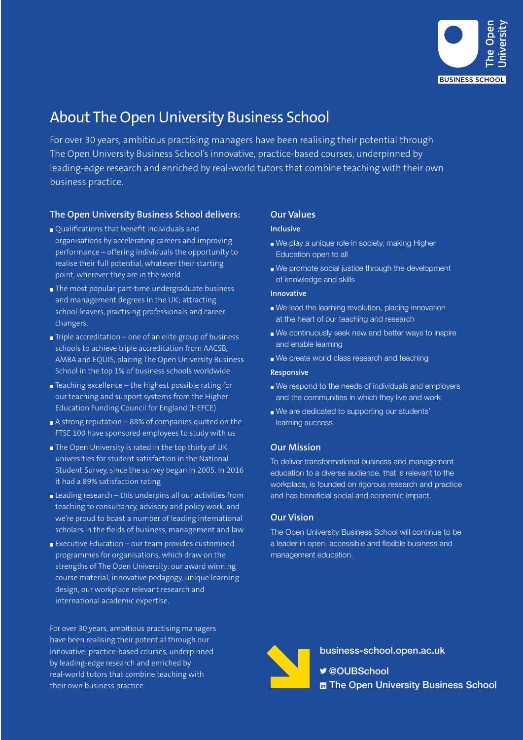# About The Open University Business School

For over 30 years, ambitious practising managers have been realising their potential through The Open University Business School's innovative, practice-based courses, underpinned by leading-edge research and enriched by real-world tutors that combine teaching with their own business practice.

## The Open University Business School delivers:

- Qualifications that benefit individuals and organisations by accelerating careers and improving performance – offering individuals the opportunity to realise their full potential, whatever their starting point, wherever they are in the world.
- The most popular part-time undergraduate business and management degrees in the UK; attracting school-leavers, practising professionals and career changers.
- Triple accreditation – one of an elite group of business schools to achieve triple accreditation from AACSB, AMBA and EQUIS, placing The Open University Business School in the top 1% of business schools worldwide
- Teaching excellence – the highest possible rating for our teaching and support systems from the Higher Education Funding Council for England (HEFCE)
- A strong reputation – 88% of companies quoted on the FTSE 100 have sponsored employees to study with us
- The Open University is rated in the top thirty of UK universities for student satisfaction in the National Student Survey, since the survey began in 2005. In 2016 it had a 89% satisfaction rating
- Leading research – this underpins all our activities from teaching to consultancy, advisory and policy work, and we're proud to boast a number of leading international scholars in the fields of business, management and law
- Executive Education – our team provides customised programmes for organisations, which draw on the strengths of The Open University: our award winning course material, innovative pedagogy, unique learning design, our workplace relevant research and international academic expertise.

For over 30 years, ambitious practising managers have been realising their potential through our innovative, practice-based courses, underpinned by leading-edge research and enriched by real-world tutors that combine teaching with their own business practice.

## Our Values

### Inclusive

- We play a unique role in society, making Higher Education open to all
- We promote social justice through the development of knowledge and skills

### Innovative

- We lead the learning revolution, placing innovation at the heart of our teaching and research
- We continuously seek new and better ways to inspire and enable learning
- We create world class research and teaching

### Responsive

- We respond to the needs of individuals and employers and the communities in which they live and work
- We are dedicated to supporting our students' learning success

## Our Mission

To deliver transformational business and management education to a diverse audience, that is relevant to the workplace, is founded on rigorous research and practice and has beneficial social and economic impact.

## Our Vision

The Open University Business School will continue to be a leader in open, accessible and flexible business and management education.

business-school.open.ac.uk

@OUBSchool

The Open University Business School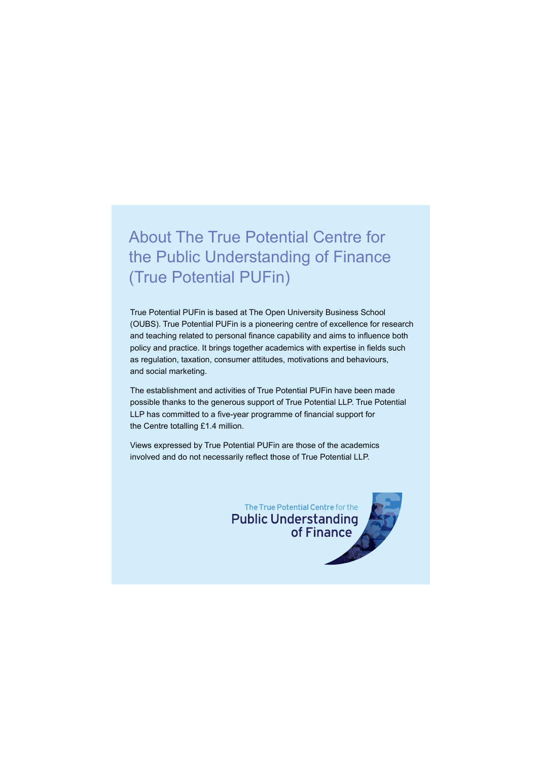# About The True Potential Centre for the Public Understanding of Finance (True Potential PUFin)

True Potential PUFin is based at The Open University Business School (OUBS). True Potential PUFin is a pioneering centre of excellence for research and teaching related to personal finance capability and aims to influence both policy and practice. It brings together academics with expertise in fields such as regulation, taxation, consumer attitudes, motivations and behaviours, and social marketing.

The establishment and activities of True Potential PUFin have been made possible thanks to the generous support of True Potential LLP. True Potential LLP has committed to a five-year programme of financial support for the Centre totalling £1.4 million.

Views expressed by True Potential PUFin are those of the academics involved and do not necessarily reflect those of True Potential LLP.

The True Potential Centre for the
**Public Understanding of Finance**